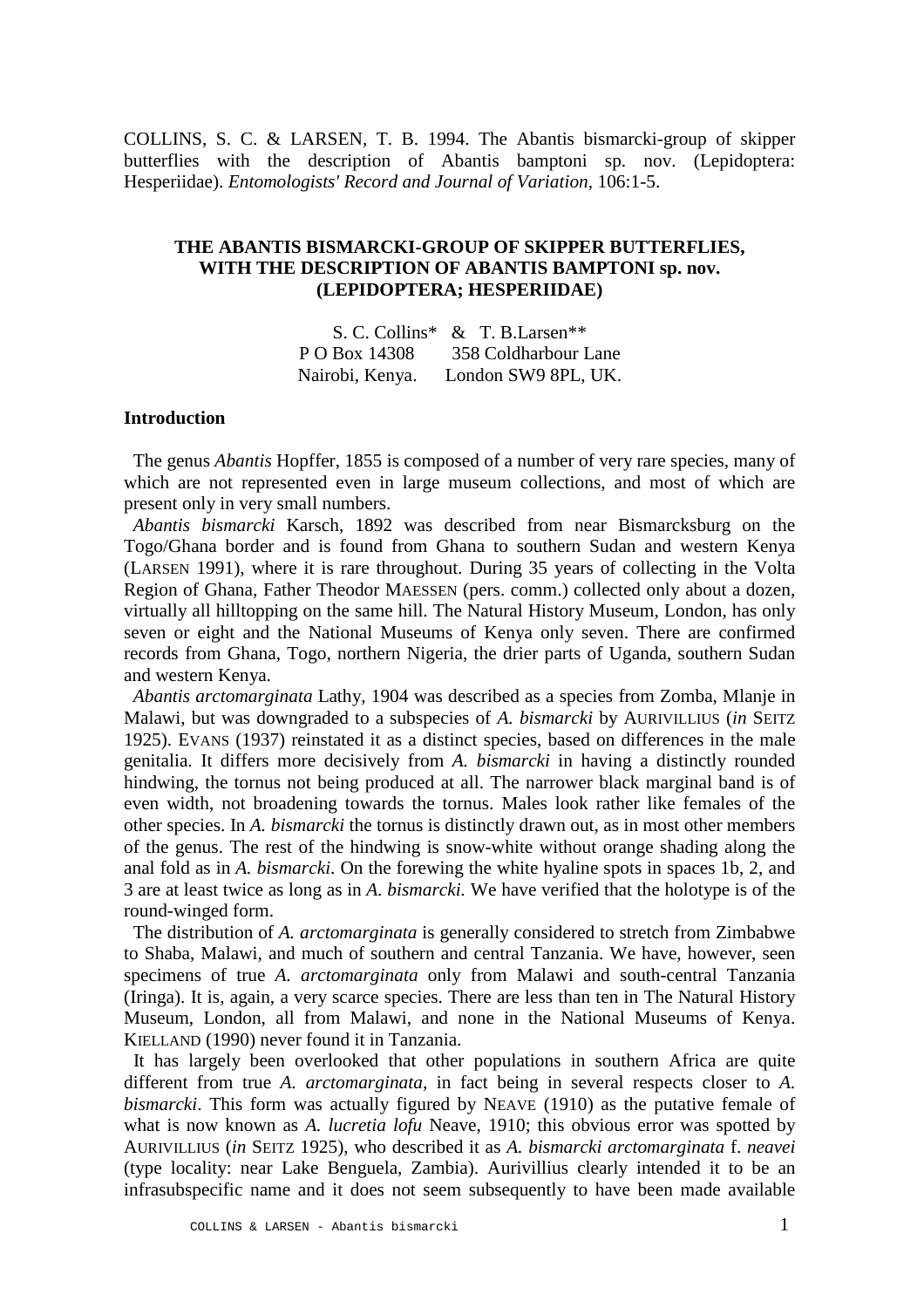COLLINS, S. C. & LARSEN, T. B. 1994. The Abantis bismarcki-group of skipper butterflies with the description of Abantis bamptoni sp. nov. (Lepidoptera: Hesperiidae). *Entomologists' Record and Journal of Variation*, 106:1-5.

# THE ABANTIS BISMARCKI-GROUP OF SKIPPER BUTTERFLIES, WITH THE DESCRIPTION OF ABANTIS BAMPTONI sp. nov. (LEPIDOPTERA; HESPERIIDAE)

S. C. Collins* & T. B.Larsen**
P O Box 14308 — 358 Coldharbour Lane
Nairobi, Kenya. — London SW9 8PL, UK.

## Introduction

The genus *Abantis* Hopffer, 1855 is composed of a number of very rare species, many of which are not represented even in large museum collections, and most of which are present only in very small numbers.

*Abantis bismarcki* Karsch, 1892 was described from near Bismarcksburg on the Togo/Ghana border and is found from Ghana to southern Sudan and western Kenya (LARSEN 1991), where it is rare throughout. During 35 years of collecting in the Volta Region of Ghana, Father Theodor MAESSEN (pers. comm.) collected only about a dozen, virtually all hilltopping on the same hill. The Natural History Museum, London, has only seven or eight and the National Museums of Kenya only seven. There are confirmed records from Ghana, Togo, northern Nigeria, the drier parts of Uganda, southern Sudan and western Kenya.

*Abantis arctomarginata* Lathy, 1904 was described as a species from Zomba, Mlanje in Malawi, but was downgraded to a subspecies of *A. bismarcki* by AURIVILLIUS (*in* SEITZ 1925). EVANS (1937) reinstated it as a distinct species, based on differences in the male genitalia. It differs more decisively from *A. bismarcki* in having a distinctly rounded hindwing, the tornus not being produced at all. The narrower black marginal band is of even width, not broadening towards the tornus. Males look rather like females of the other species. In *A. bismarcki* the tornus is distinctly drawn out, as in most other members of the genus. The rest of the hindwing is snow-white without orange shading along the anal fold as in *A. bismarcki*. On the forewing the white hyaline spots in spaces 1b, 2, and 3 are at least twice as long as in *A. bismarcki.* We have verified that the holotype is of the round-winged form.

The distribution of *A. arctomarginata* is generally considered to stretch from Zimbabwe to Shaba, Malawi, and much of southern and central Tanzania. We have, however, seen specimens of true *A. arctomarginata* only from Malawi and south-central Tanzania (Iringa). It is, again, a very scarce species. There are less than ten in The Natural History Museum, London, all from Malawi, and none in the National Museums of Kenya. KIELLAND (1990) never found it in Tanzania.

It has largely been overlooked that other populations in southern Africa are quite different from true *A. arctomarginata*, in fact being in several respects closer to *A. bismarcki*. This form was actually figured by NEAVE (1910) as the putative female of what is now known as *A. lucretia lofu* Neave, 1910; this obvious error was spotted by AURIVILLIUS (*in* SEITZ 1925), who described it as *A. bismarcki arctomarginata* f. *neavei* (type locality: near Lake Benguela, Zambia). Aurivillius clearly intended it to be an infrasubspecific name and it does not seem subsequently to have been made available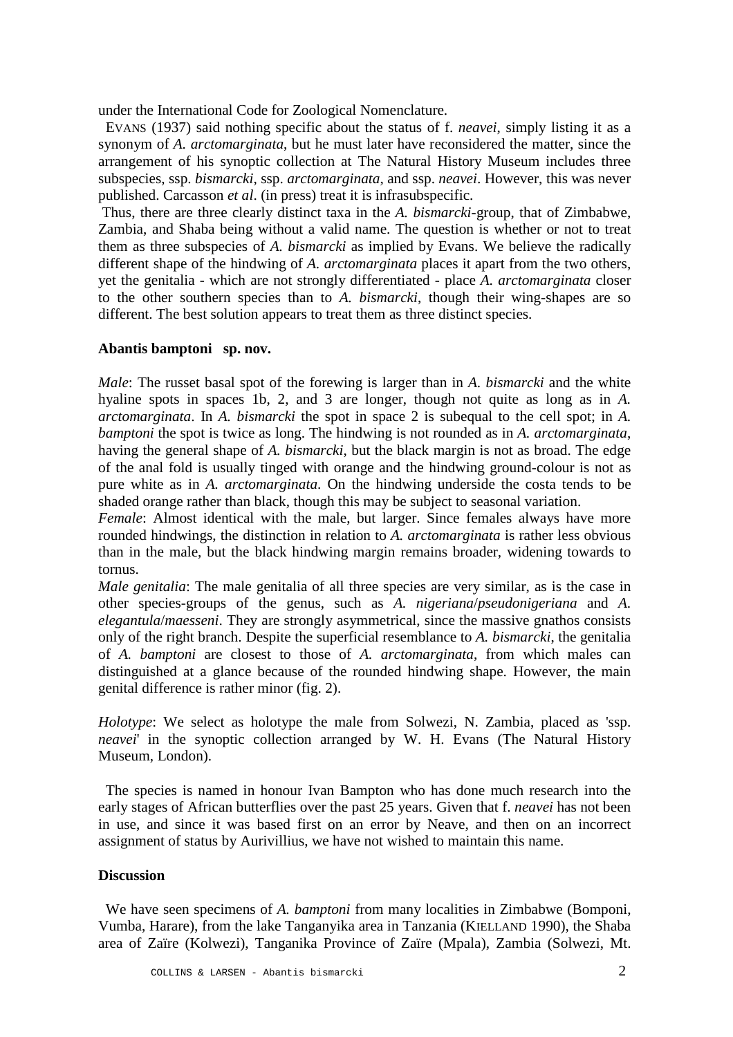under the International Code for Zoological Nomenclature.

EVANS (1937) said nothing specific about the status of f. *neavei*, simply listing it as a synonym of *A. arctomarginata*, but he must later have reconsidered the matter, since the arrangement of his synoptic collection at The Natural History Museum includes three subspecies, ssp. *bismarcki*, ssp. *arctomarginata*, and ssp. *neavei*. However, this was never published. Carcasson *et al*. (in press) treat it is infrasubspecific.

Thus, there are three clearly distinct taxa in the *A. bismarcki*-group, that of Zimbabwe, Zambia, and Shaba being without a valid name. The question is whether or not to treat them as three subspecies of *A. bismarcki* as implied by Evans. We believe the radically different shape of the hindwing of *A. arctomarginata* places it apart from the two others, yet the genitalia - which are not strongly differentiated - place *A. arctomarginata* closer to the other southern species than to *A. bismarcki*, though their wing-shapes are so different. The best solution appears to treat them as three distinct species.

**Abantis bamptoni sp. nov.**

*Male*: The russet basal spot of the forewing is larger than in *A. bismarcki* and the white hyaline spots in spaces 1b, 2, and 3 are longer, though not quite as long as in *A. arctomarginata*. In *A. bismarcki* the spot in space 2 is subequal to the cell spot; in *A. bamptoni* the spot is twice as long. The hindwing is not rounded as in *A. arctomarginata*, having the general shape of *A. bismarcki*, but the black margin is not as broad. The edge of the anal fold is usually tinged with orange and the hindwing ground-colour is not as pure white as in *A. arctomarginata*. On the hindwing underside the costa tends to be shaded orange rather than black, though this may be subject to seasonal variation.

*Female*: Almost identical with the male, but larger. Since females always have more rounded hindwings, the distinction in relation to *A. arctomarginata* is rather less obvious than in the male, but the black hindwing margin remains broader, widening towards to tornus.

*Male genitalia*: The male genitalia of all three species are very similar, as is the case in other species-groups of the genus, such as *A. nigeriana*/*pseudonigeriana* and *A. elegantula*/*maesseni*. They are strongly asymmetrical, since the massive gnathos consists only of the right branch. Despite the superficial resemblance to *A. bismarcki*, the genitalia of *A. bamptoni* are closest to those of *A. arctomarginata*, from which males can distinguished at a glance because of the rounded hindwing shape. However, the main genital difference is rather minor (fig. 2).

*Holotype*: We select as holotype the male from Solwezi, N. Zambia, placed as 'ssp. *neavei*' in the synoptic collection arranged by W. H. Evans (The Natural History Museum, London).

The species is named in honour Ivan Bampton who has done much research into the early stages of African butterflies over the past 25 years. Given that f. *neavei* has not been in use, and since it was based first on an error by Neave, and then on an incorrect assignment of status by Aurivillius, we have not wished to maintain this name.

**Discussion**

We have seen specimens of *A. bamptoni* from many localities in Zimbabwe (Bomponi, Vumba, Harare), from the lake Tanganyika area in Tanzania (KIELLAND 1990), the Shaba area of Zaïre (Kolwezi), Tanganika Province of Zaïre (Mpala), Zambia (Solwezi, Mt.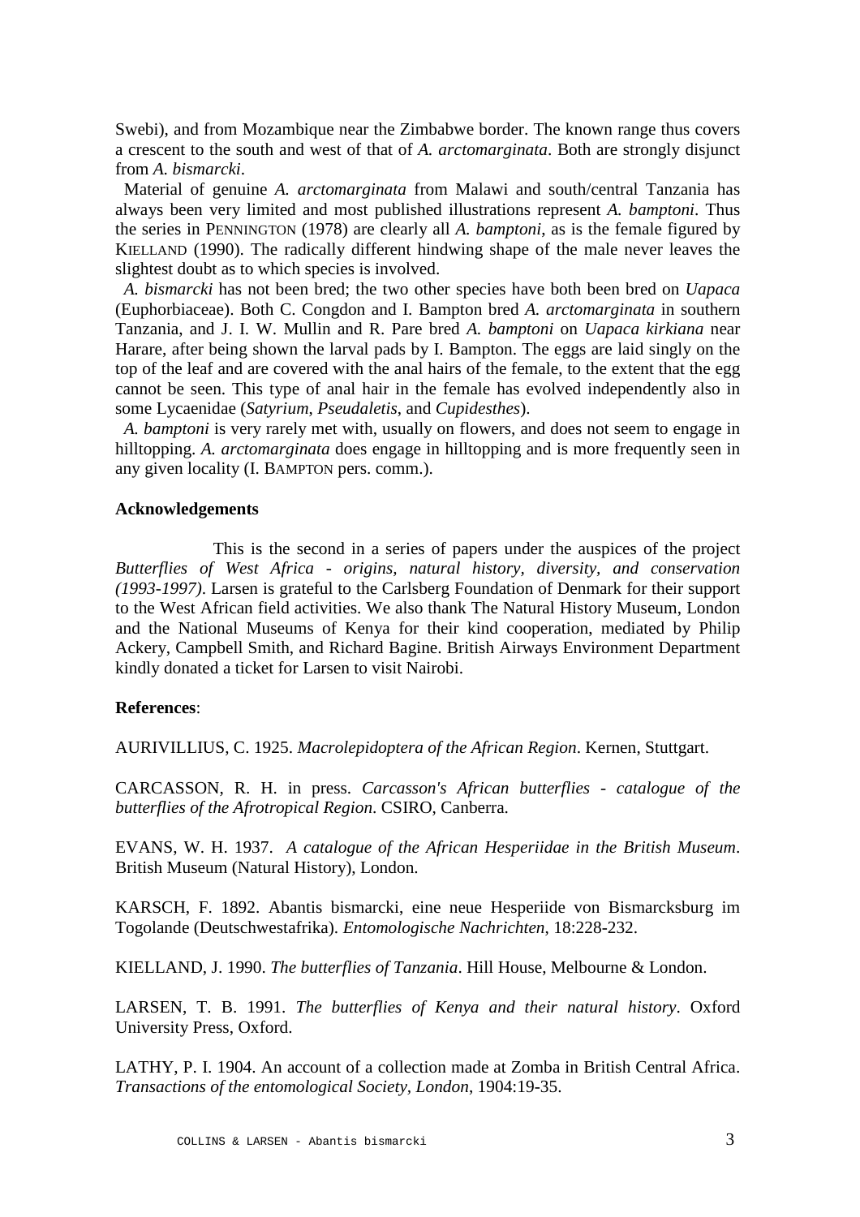Swebi), and from Mozambique near the Zimbabwe border. The known range thus covers a crescent to the south and west of that of *A. arctomarginata*. Both are strongly disjunct from *A. bismarcki*.

Material of genuine *A. arctomarginata* from Malawi and south/central Tanzania has always been very limited and most published illustrations represent *A. bamptoni*. Thus the series in PENNINGTON (1978) are clearly all *A. bamptoni*, as is the female figured by KIELLAND (1990). The radically different hindwing shape of the male never leaves the slightest doubt as to which species is involved.

*A. bismarcki* has not been bred; the two other species have both been bred on *Uapaca* (Euphorbiaceae). Both C. Congdon and I. Bampton bred *A. arctomarginata* in southern Tanzania, and J. I. W. Mullin and R. Pare bred *A. bamptoni* on *Uapaca kirkiana* near Harare, after being shown the larval pads by I. Bampton. The eggs are laid singly on the top of the leaf and are covered with the anal hairs of the female, to the extent that the egg cannot be seen. This type of anal hair in the female has evolved independently also in some Lycaenidae (*Satyrium*, *Pseudaletis*, and *Cupidesthes*).

*A. bamptoni* is very rarely met with, usually on flowers, and does not seem to engage in hilltopping. *A. arctomarginata* does engage in hilltopping and is more frequently seen in any given locality (I. BAMPTON pers. comm.).

**Acknowledgements**

This is the second in a series of papers under the auspices of the project *Butterflies of West Africa - origins, natural history, diversity, and conservation (1993-1997)*. Larsen is grateful to the Carlsberg Foundation of Denmark for their support to the West African field activities. We also thank The Natural History Museum, London and the National Museums of Kenya for their kind cooperation, mediated by Philip Ackery, Campbell Smith, and Richard Bagine. British Airways Environment Department kindly donated a ticket for Larsen to visit Nairobi.

**References**:

AURIVILLIUS, C. 1925. *Macrolepidoptera of the African Region*. Kernen, Stuttgart.

CARCASSON, R. H. in press. *Carcasson's African butterflies - catalogue of the butterflies of the Afrotropical Region*. CSIRO, Canberra.

EVANS, W. H. 1937. *A catalogue of the African Hesperiidae in the British Museum*. British Museum (Natural History), London.

KARSCH, F. 1892. Abantis bismarcki, eine neue Hesperiide von Bismarcksburg im Togolande (Deutschwestafrika). *Entomologische Nachrichten*, 18:228-232.

KIELLAND, J. 1990. *The butterflies of Tanzania*. Hill House, Melbourne & London.

LARSEN, T. B. 1991. *The butterflies of Kenya and their natural history*. Oxford University Press, Oxford.

LATHY, P. I. 1904. An account of a collection made at Zomba in British Central Africa. *Transactions of the entomological Society, London*, 1904:19-35.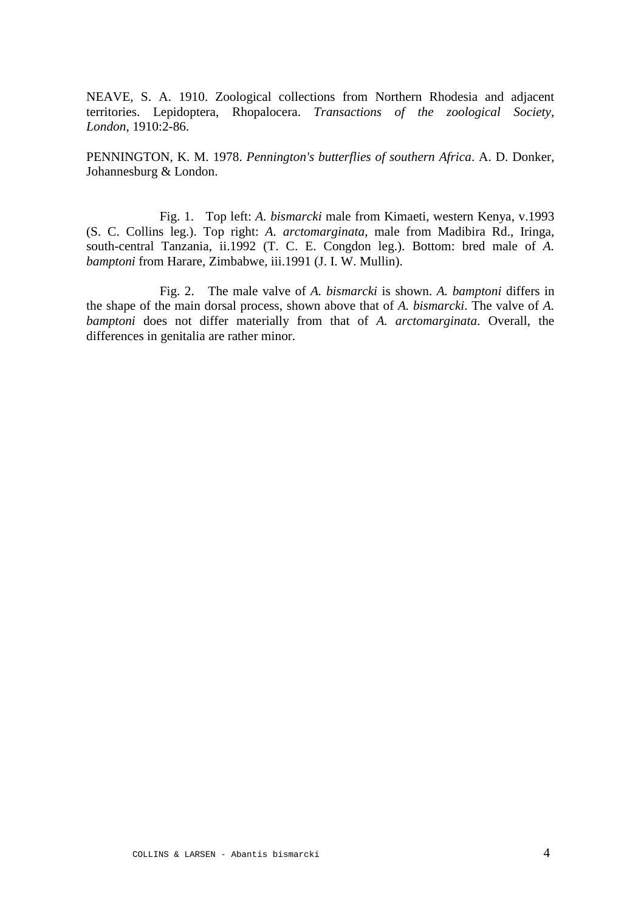NEAVE, S. A. 1910. Zoological collections from Northern Rhodesia and adjacent territories. Lepidoptera, Rhopalocera. *Transactions of the zoological Society, London*, 1910:2-86.

PENNINGTON, K. M. 1978. *Pennington's butterflies of southern Africa*. A. D. Donker, Johannesburg & London.

Fig. 1. Top left: *A. bismarcki* male from Kimaeti, western Kenya, v.1993 (S. C. Collins leg.). Top right: *A. arctomarginata*, male from Madibira Rd., Iringa, south-central Tanzania, ii.1992 (T. C. E. Congdon leg.). Bottom: bred male of *A. bamptoni* from Harare, Zimbabwe, iii.1991 (J. I. W. Mullin).

Fig. 2. The male valve of *A. bismarcki* is shown. *A. bamptoni* differs in the shape of the main dorsal process, shown above that of *A. bismarcki*. The valve of *A. bamptoni* does not differ materially from that of *A. arctomarginata*. Overall, the differences in genitalia are rather minor.